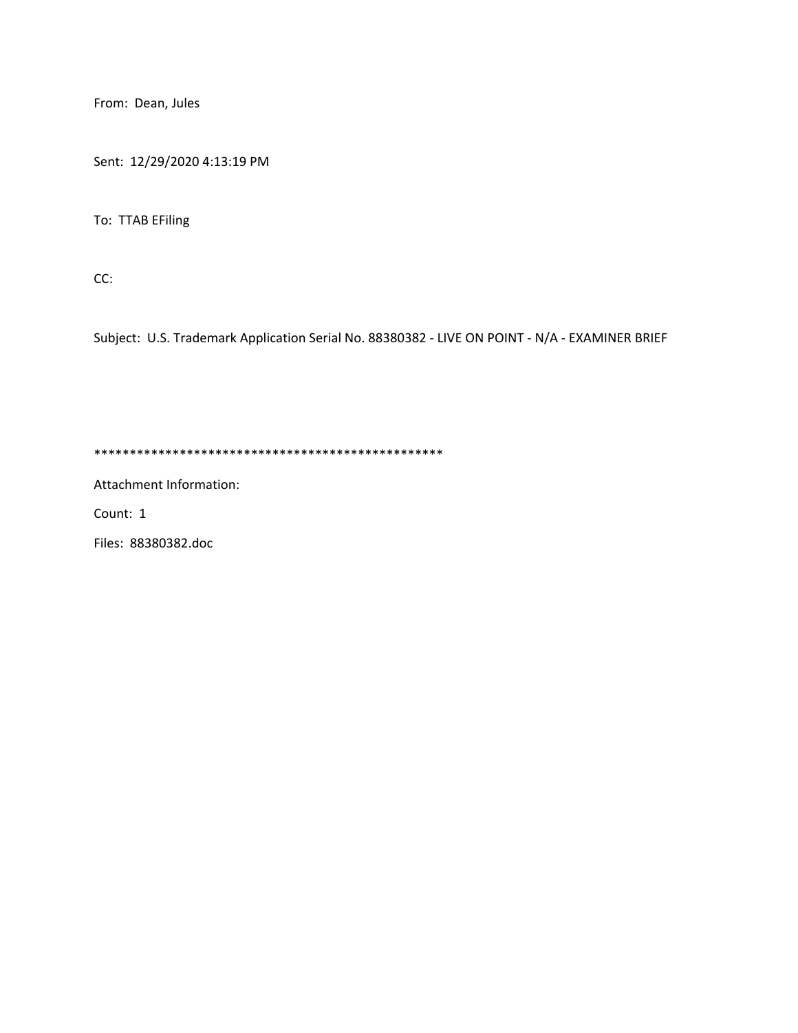From: Dean, Jules

Sent: 12/29/2020 4:13:19 PM

To: TTAB EFiling

CC:

Subject: U.S. Trademark Application Serial No. 88380382 - LIVE ON POINT - N/A - EXAMINER BRIEF

**************************************************

Attachment Information:

Count: 1

Files: 88380382.doc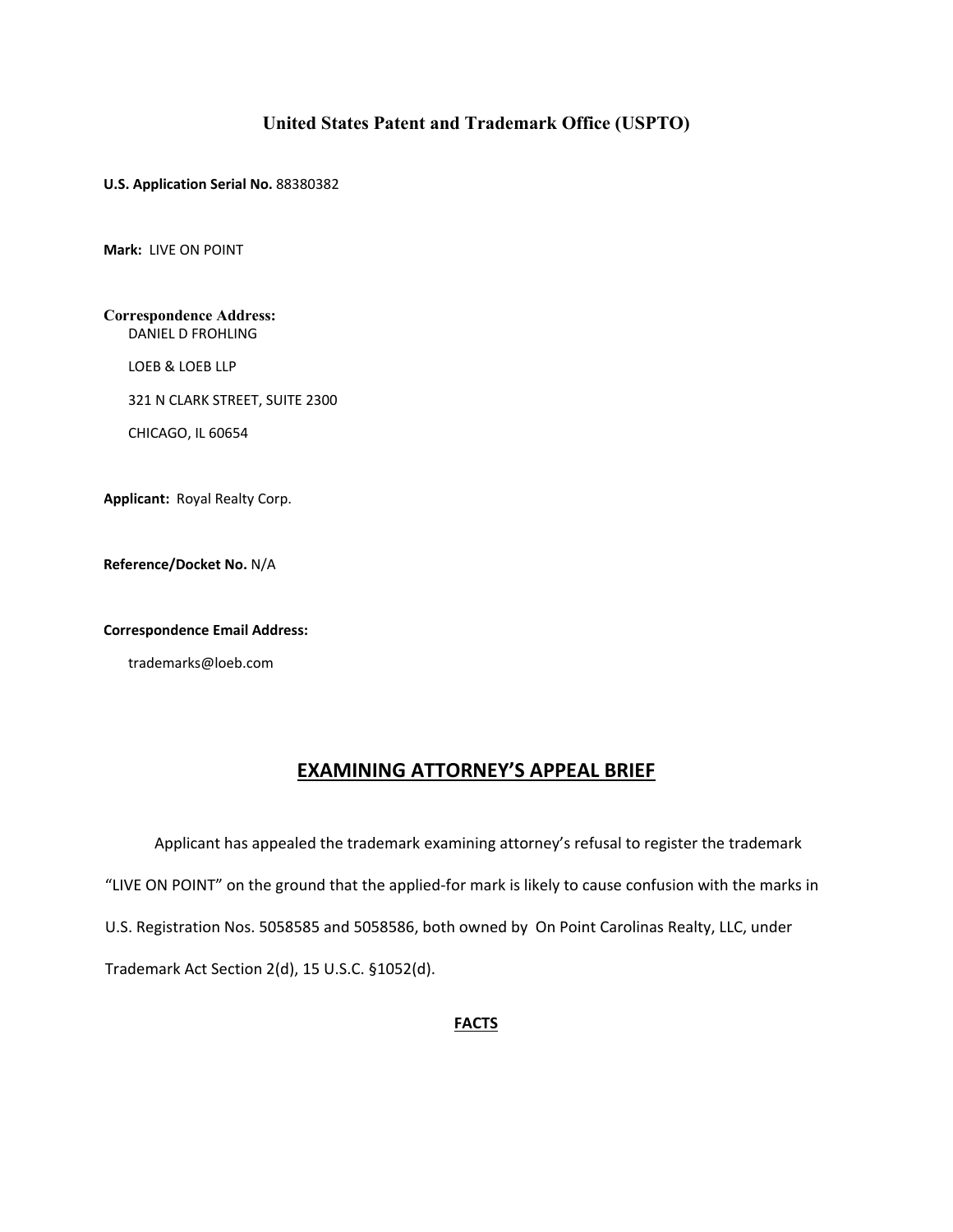## United States Patent and Trademark Office (USPTO)

**U.S. Application Serial No.** 88380382

**Mark:** LIVE ON POINT

**Correspondence Address:**
DANIEL D FROHLING

LOEB & LOEB LLP

321 N CLARK STREET, SUITE 2300

CHICAGO, IL 60654

**Applicant:** Royal Realty Corp.

**Reference/Docket No.** N/A

**Correspondence Email Address:**

trademarks@loeb.com

# EXAMINING ATTORNEY'S APPEAL BRIEF

Applicant has appealed the trademark examining attorney's refusal to register the trademark "LIVE ON POINT" on the ground that the applied-for mark is likely to cause confusion with the marks in U.S. Registration Nos. 5058585 and 5058586, both owned by On Point Carolinas Realty, LLC, under Trademark Act Section 2(d), 15 U.S.C. §1052(d).

## FACTS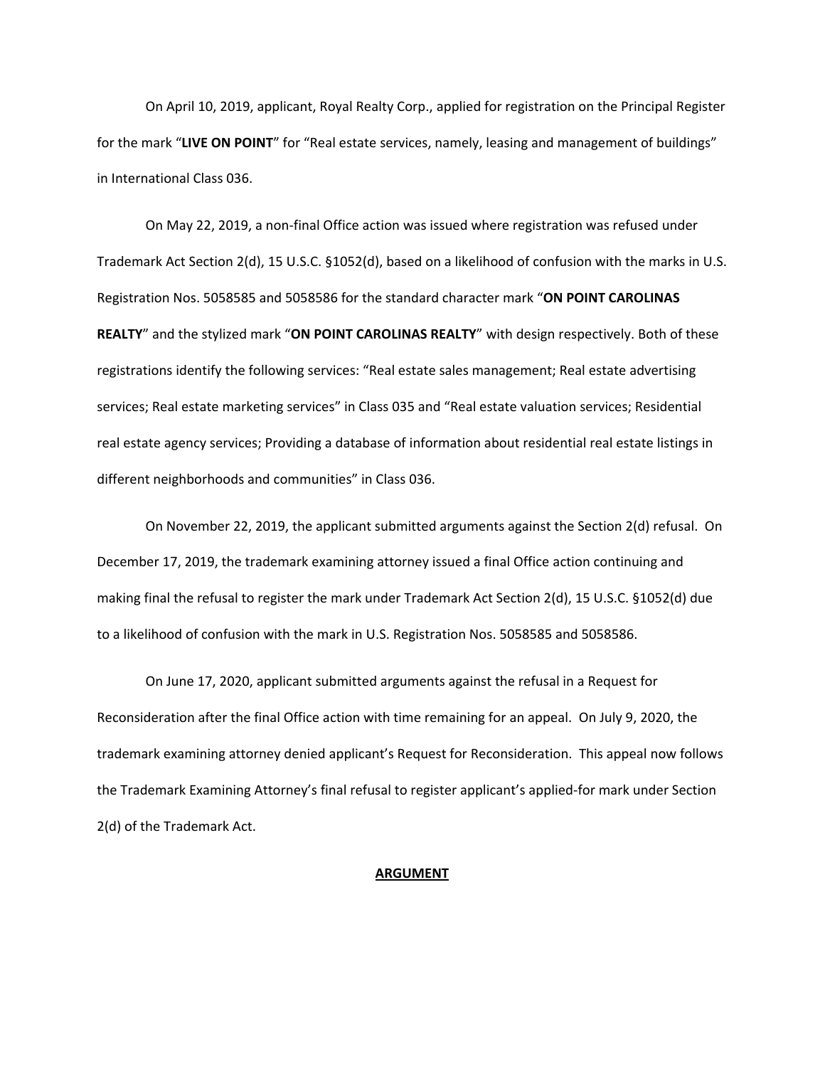On April 10, 2019, applicant, Royal Realty Corp., applied for registration on the Principal Register for the mark "**LIVE ON POINT**" for "Real estate services, namely, leasing and management of buildings" in International Class 036.

On May 22, 2019, a non-final Office action was issued where registration was refused under Trademark Act Section 2(d), 15 U.S.C. §1052(d), based on a likelihood of confusion with the marks in U.S. Registration Nos. 5058585 and 5058586 for the standard character mark "**ON POINT CAROLINAS REALTY**" and the stylized mark "**ON POINT CAROLINAS REALTY**" with design respectively. Both of these registrations identify the following services: "Real estate sales management; Real estate advertising services; Real estate marketing services" in Class 035 and "Real estate valuation services; Residential real estate agency services; Providing a database of information about residential real estate listings in different neighborhoods and communities" in Class 036.

On November 22, 2019, the applicant submitted arguments against the Section 2(d) refusal. On December 17, 2019, the trademark examining attorney issued a final Office action continuing and making final the refusal to register the mark under Trademark Act Section 2(d), 15 U.S.C. §1052(d) due to a likelihood of confusion with the mark in U.S. Registration Nos. 5058585 and 5058586.

On June 17, 2020, applicant submitted arguments against the refusal in a Request for Reconsideration after the final Office action with time remaining for an appeal. On July 9, 2020, the trademark examining attorney denied applicant's Request for Reconsideration. This appeal now follows the Trademark Examining Attorney's final refusal to register applicant's applied-for mark under Section 2(d) of the Trademark Act.

## ARGUMENT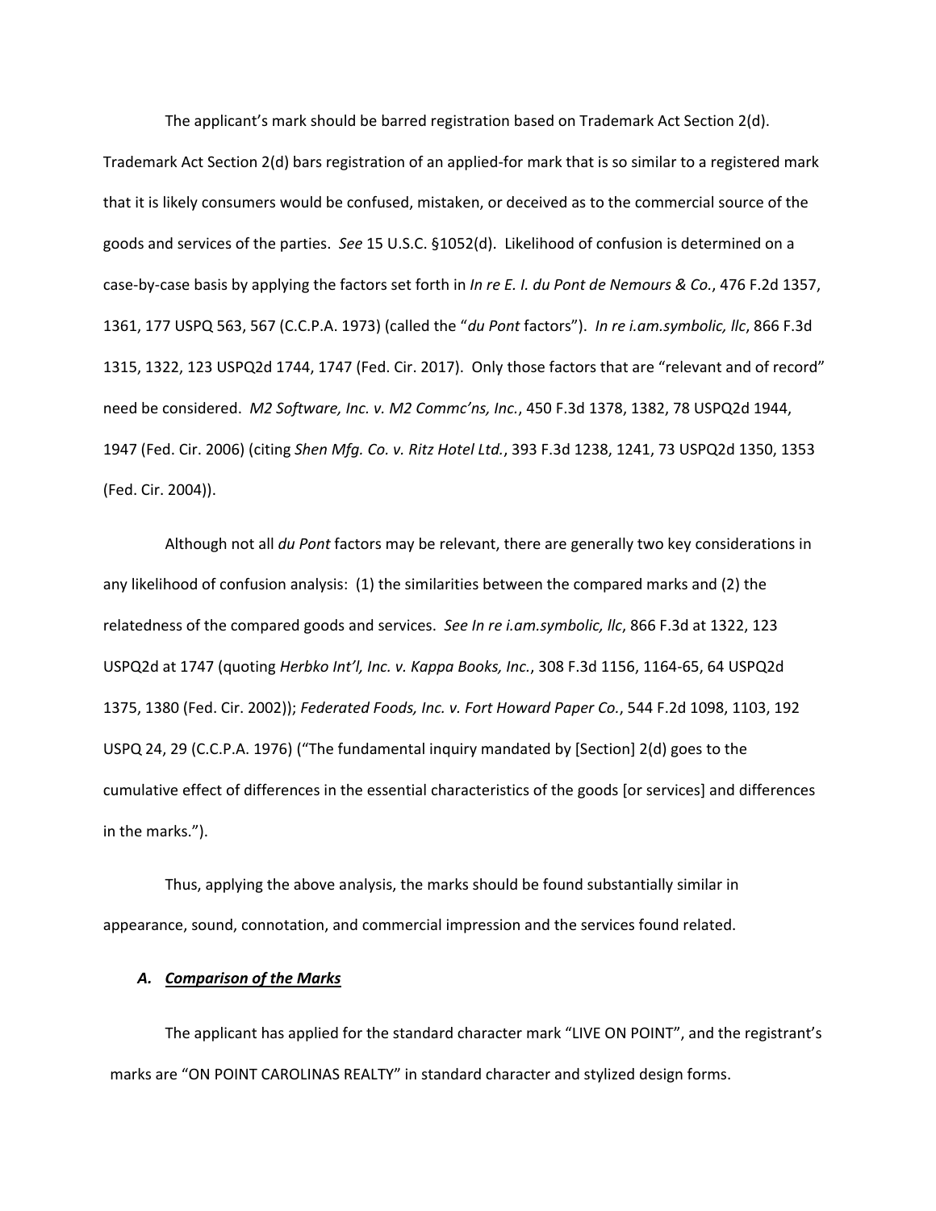The applicant's mark should be barred registration based on Trademark Act Section 2(d). Trademark Act Section 2(d) bars registration of an applied-for mark that is so similar to a registered mark that it is likely consumers would be confused, mistaken, or deceived as to the commercial source of the goods and services of the parties. *See* 15 U.S.C. §1052(d). Likelihood of confusion is determined on a case-by-case basis by applying the factors set forth in *In re E. I. du Pont de Nemours & Co.*, 476 F.2d 1357, 1361, 177 USPQ 563, 567 (C.C.P.A. 1973) (called the "*du Pont* factors"). *In re i.am.symbolic, llc*, 866 F.3d 1315, 1322, 123 USPQ2d 1744, 1747 (Fed. Cir. 2017). Only those factors that are "relevant and of record" need be considered. *M2 Software, Inc. v. M2 Commc'ns, Inc.*, 450 F.3d 1378, 1382, 78 USPQ2d 1944, 1947 (Fed. Cir. 2006) (citing *Shen Mfg. Co. v. Ritz Hotel Ltd.*, 393 F.3d 1238, 1241, 73 USPQ2d 1350, 1353 (Fed. Cir. 2004)).

Although not all *du Pont* factors may be relevant, there are generally two key considerations in any likelihood of confusion analysis: (1) the similarities between the compared marks and (2) the relatedness of the compared goods and services. *See In re i.am.symbolic, llc*, 866 F.3d at 1322, 123 USPQ2d at 1747 (quoting *Herbko Int'l, Inc. v. Kappa Books, Inc.*, 308 F.3d 1156, 1164-65, 64 USPQ2d 1375, 1380 (Fed. Cir. 2002)); *Federated Foods, Inc. v. Fort Howard Paper Co.*, 544 F.2d 1098, 1103, 192 USPQ 24, 29 (C.C.P.A. 1976) ("The fundamental inquiry mandated by [Section] 2(d) goes to the cumulative effect of differences in the essential characteristics of the goods [or services] and differences in the marks.").

Thus, applying the above analysis, the marks should be found substantially similar in appearance, sound, connotation, and commercial impression and the services found related.

### *A. Comparison of the Marks*

The applicant has applied for the standard character mark "LIVE ON POINT", and the registrant's marks are "ON POINT CAROLINAS REALTY" in standard character and stylized design forms.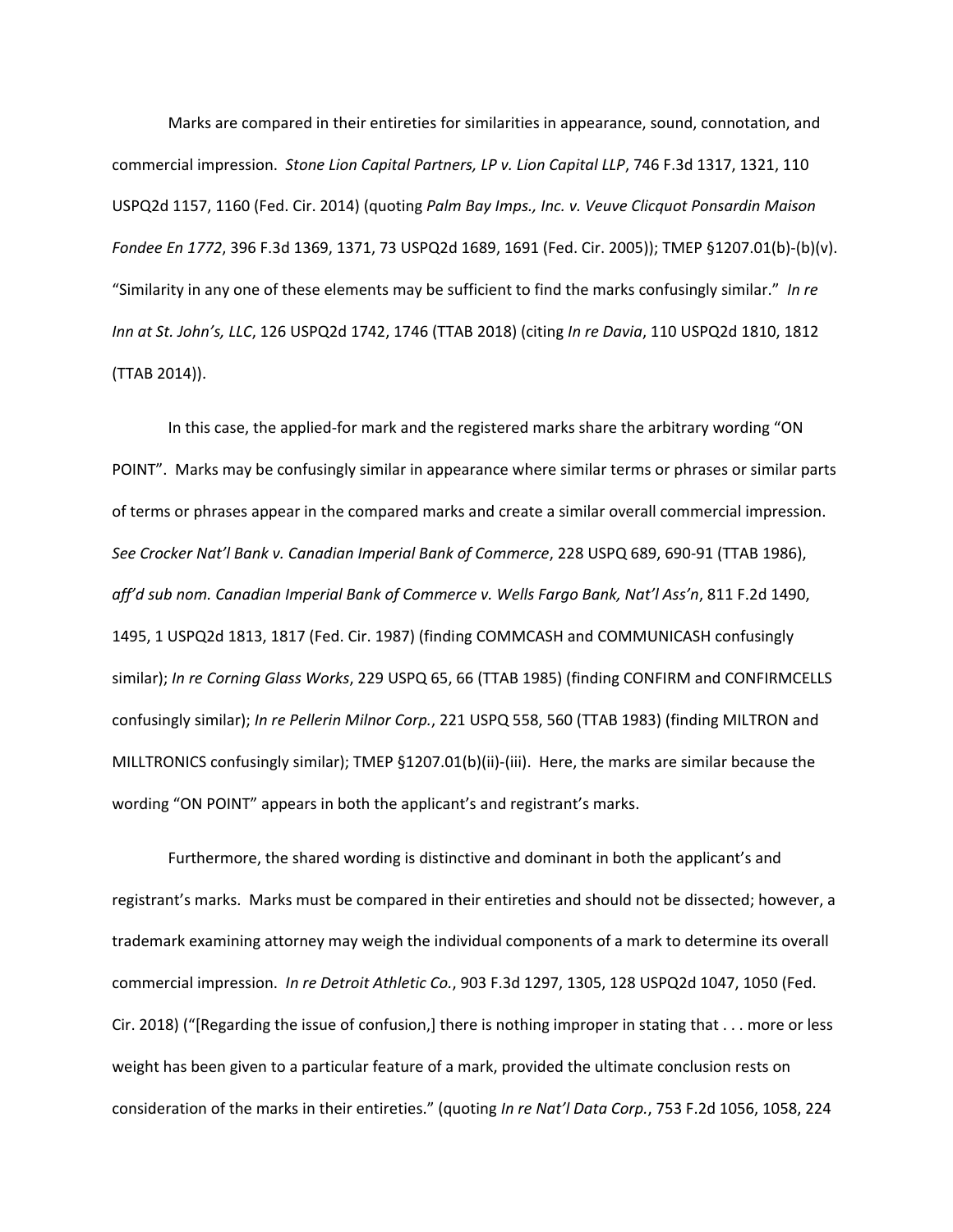Marks are compared in their entireties for similarities in appearance, sound, connotation, and commercial impression. *Stone Lion Capital Partners, LP v. Lion Capital LLP*, 746 F.3d 1317, 1321, 110 USPQ2d 1157, 1160 (Fed. Cir. 2014) (quoting *Palm Bay Imps., Inc. v. Veuve Clicquot Ponsardin Maison Fondee En 1772*, 396 F.3d 1369, 1371, 73 USPQ2d 1689, 1691 (Fed. Cir. 2005)); TMEP §1207.01(b)-(b)(v). "Similarity in any one of these elements may be sufficient to find the marks confusingly similar." *In re Inn at St. John's, LLC*, 126 USPQ2d 1742, 1746 (TTAB 2018) (citing *In re Davia*, 110 USPQ2d 1810, 1812 (TTAB 2014)).

In this case, the applied-for mark and the registered marks share the arbitrary wording "ON POINT". Marks may be confusingly similar in appearance where similar terms or phrases or similar parts of terms or phrases appear in the compared marks and create a similar overall commercial impression. *See Crocker Nat'l Bank v. Canadian Imperial Bank of Commerce*, 228 USPQ 689, 690-91 (TTAB 1986), *aff'd sub nom. Canadian Imperial Bank of Commerce v. Wells Fargo Bank, Nat'l Ass'n*, 811 F.2d 1490, 1495, 1 USPQ2d 1813, 1817 (Fed. Cir. 1987) (finding COMMCASH and COMMUNICASH confusingly similar); *In re Corning Glass Works*, 229 USPQ 65, 66 (TTAB 1985) (finding CONFIRM and CONFIRMCELLS confusingly similar); *In re Pellerin Milnor Corp.*, 221 USPQ 558, 560 (TTAB 1983) (finding MILTRON and MILLTRONICS confusingly similar); TMEP §1207.01(b)(ii)-(iii). Here, the marks are similar because the wording "ON POINT" appears in both the applicant's and registrant's marks.

Furthermore, the shared wording is distinctive and dominant in both the applicant's and registrant's marks. Marks must be compared in their entireties and should not be dissected; however, a trademark examining attorney may weigh the individual components of a mark to determine its overall commercial impression. *In re Detroit Athletic Co.*, 903 F.3d 1297, 1305, 128 USPQ2d 1047, 1050 (Fed. Cir. 2018) ("[Regarding the issue of confusion,] there is nothing improper in stating that . . . more or less weight has been given to a particular feature of a mark, provided the ultimate conclusion rests on consideration of the marks in their entireties." (quoting *In re Nat'l Data Corp.*, 753 F.2d 1056, 1058, 224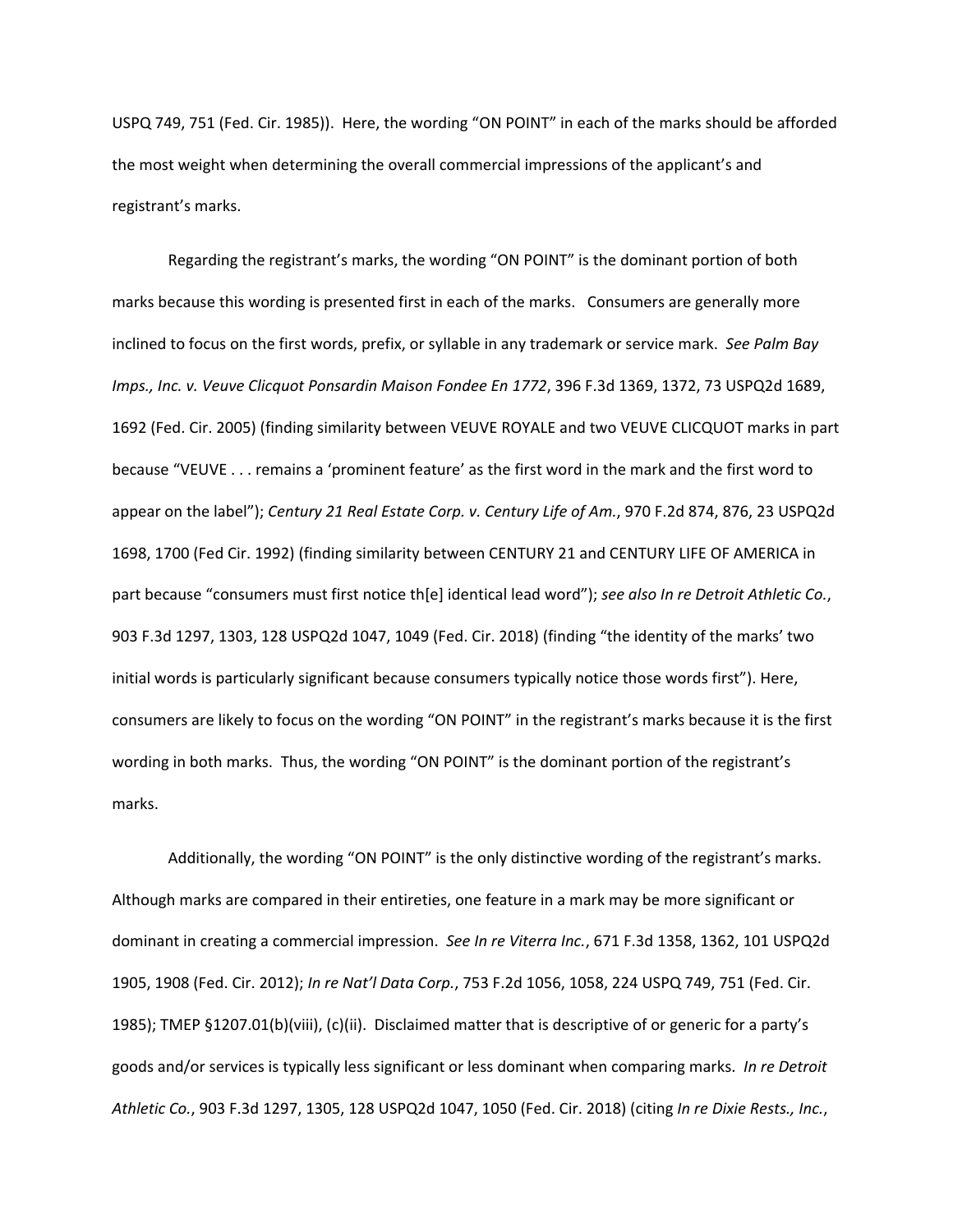USPQ 749, 751 (Fed. Cir. 1985)). Here, the wording "ON POINT" in each of the marks should be afforded the most weight when determining the overall commercial impressions of the applicant's and registrant's marks.

Regarding the registrant's marks, the wording "ON POINT" is the dominant portion of both marks because this wording is presented first in each of the marks. Consumers are generally more inclined to focus on the first words, prefix, or syllable in any trademark or service mark. *See Palm Bay Imps., Inc. v. Veuve Clicquot Ponsardin Maison Fondee En 1772*, 396 F.3d 1369, 1372, 73 USPQ2d 1689, 1692 (Fed. Cir. 2005) (finding similarity between VEUVE ROYALE and two VEUVE CLICQUOT marks in part because "VEUVE . . . remains a 'prominent feature' as the first word in the mark and the first word to appear on the label"); *Century 21 Real Estate Corp. v. Century Life of Am.*, 970 F.2d 874, 876, 23 USPQ2d 1698, 1700 (Fed Cir. 1992) (finding similarity between CENTURY 21 and CENTURY LIFE OF AMERICA in part because "consumers must first notice th[e] identical lead word"); *see also In re Detroit Athletic Co.*, 903 F.3d 1297, 1303, 128 USPQ2d 1047, 1049 (Fed. Cir. 2018) (finding "the identity of the marks' two initial words is particularly significant because consumers typically notice those words first"). Here, consumers are likely to focus on the wording "ON POINT" in the registrant's marks because it is the first wording in both marks. Thus, the wording "ON POINT" is the dominant portion of the registrant's marks.

Additionally, the wording "ON POINT" is the only distinctive wording of the registrant's marks. Although marks are compared in their entireties, one feature in a mark may be more significant or dominant in creating a commercial impression. *See In re Viterra Inc.*, 671 F.3d 1358, 1362, 101 USPQ2d 1905, 1908 (Fed. Cir. 2012); *In re Nat'l Data Corp.*, 753 F.2d 1056, 1058, 224 USPQ 749, 751 (Fed. Cir. 1985); TMEP §1207.01(b)(viii), (c)(ii). Disclaimed matter that is descriptive of or generic for a party's goods and/or services is typically less significant or less dominant when comparing marks. *In re Detroit Athletic Co.*, 903 F.3d 1297, 1305, 128 USPQ2d 1047, 1050 (Fed. Cir. 2018) (citing *In re Dixie Rests., Inc.*,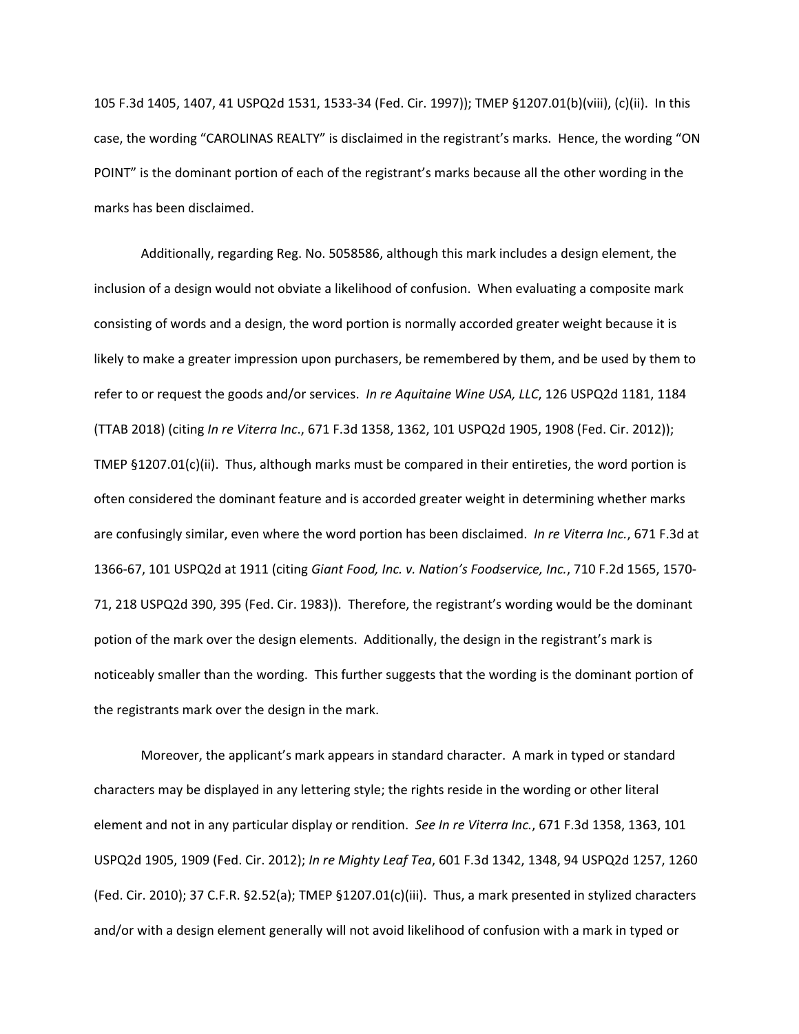105 F.3d 1405, 1407, 41 USPQ2d 1531, 1533-34 (Fed. Cir. 1997)); TMEP §1207.01(b)(viii), (c)(ii). In this case, the wording "CAROLINAS REALTY" is disclaimed in the registrant's marks. Hence, the wording "ON POINT" is the dominant portion of each of the registrant's marks because all the other wording in the marks has been disclaimed.

Additionally, regarding Reg. No. 5058586, although this mark includes a design element, the inclusion of a design would not obviate a likelihood of confusion. When evaluating a composite mark consisting of words and a design, the word portion is normally accorded greater weight because it is likely to make a greater impression upon purchasers, be remembered by them, and be used by them to refer to or request the goods and/or services. *In re Aquitaine Wine USA, LLC*, 126 USPQ2d 1181, 1184 (TTAB 2018) (citing *In re Viterra Inc*., 671 F.3d 1358, 1362, 101 USPQ2d 1905, 1908 (Fed. Cir. 2012)); TMEP §1207.01(c)(ii). Thus, although marks must be compared in their entireties, the word portion is often considered the dominant feature and is accorded greater weight in determining whether marks are confusingly similar, even where the word portion has been disclaimed. *In re Viterra Inc.*, 671 F.3d at 1366-67, 101 USPQ2d at 1911 (citing *Giant Food, Inc. v. Nation's Foodservice, Inc.*, 710 F.2d 1565, 1570-71, 218 USPQ2d 390, 395 (Fed. Cir. 1983)). Therefore, the registrant's wording would be the dominant potion of the mark over the design elements. Additionally, the design in the registrant's mark is noticeably smaller than the wording. This further suggests that the wording is the dominant portion of the registrants mark over the design in the mark.

Moreover, the applicant's mark appears in standard character. A mark in typed or standard characters may be displayed in any lettering style; the rights reside in the wording or other literal element and not in any particular display or rendition. *See In re Viterra Inc.*, 671 F.3d 1358, 1363, 101 USPQ2d 1905, 1909 (Fed. Cir. 2012); *In re Mighty Leaf Tea*, 601 F.3d 1342, 1348, 94 USPQ2d 1257, 1260 (Fed. Cir. 2010); 37 C.F.R. §2.52(a); TMEP §1207.01(c)(iii). Thus, a mark presented in stylized characters and/or with a design element generally will not avoid likelihood of confusion with a mark in typed or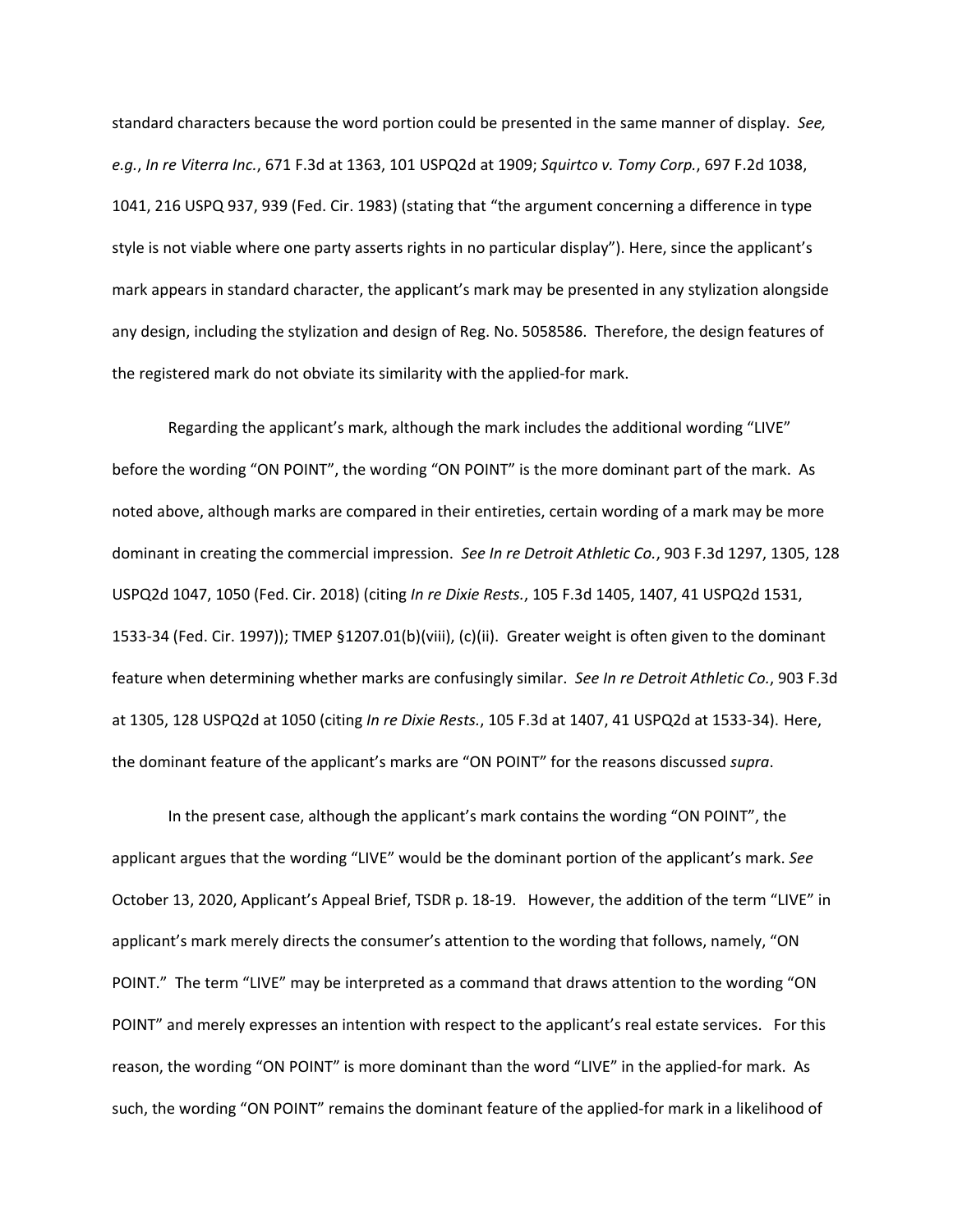standard characters because the word portion could be presented in the same manner of display. *See, e.g.*, *In re Viterra Inc.*, 671 F.3d at 1363, 101 USPQ2d at 1909; *Squirtco v. Tomy Corp.*, 697 F.2d 1038, 1041, 216 USPQ 937, 939 (Fed. Cir. 1983) (stating that "the argument concerning a difference in type style is not viable where one party asserts rights in no particular display"). Here, since the applicant's mark appears in standard character, the applicant's mark may be presented in any stylization alongside any design, including the stylization and design of Reg. No. 5058586. Therefore, the design features of the registered mark do not obviate its similarity with the applied-for mark.

Regarding the applicant's mark, although the mark includes the additional wording "LIVE" before the wording "ON POINT", the wording "ON POINT" is the more dominant part of the mark. As noted above, although marks are compared in their entireties, certain wording of a mark may be more dominant in creating the commercial impression. *See In re Detroit Athletic Co.*, 903 F.3d 1297, 1305, 128 USPQ2d 1047, 1050 (Fed. Cir. 2018) (citing *In re Dixie Rests.*, 105 F.3d 1405, 1407, 41 USPQ2d 1531, 1533-34 (Fed. Cir. 1997)); TMEP §1207.01(b)(viii), (c)(ii). Greater weight is often given to the dominant feature when determining whether marks are confusingly similar. *See In re Detroit Athletic Co.*, 903 F.3d at 1305, 128 USPQ2d at 1050 (citing *In re Dixie Rests.*, 105 F.3d at 1407, 41 USPQ2d at 1533-34). Here, the dominant feature of the applicant's marks are "ON POINT" for the reasons discussed *supra*.

In the present case, although the applicant's mark contains the wording "ON POINT", the applicant argues that the wording "LIVE" would be the dominant portion of the applicant's mark. *See* October 13, 2020, Applicant's Appeal Brief, TSDR p. 18-19. However, the addition of the term "LIVE" in applicant's mark merely directs the consumer's attention to the wording that follows, namely, "ON POINT." The term "LIVE" may be interpreted as a command that draws attention to the wording "ON POINT" and merely expresses an intention with respect to the applicant's real estate services. For this reason, the wording "ON POINT" is more dominant than the word "LIVE" in the applied-for mark. As such, the wording "ON POINT" remains the dominant feature of the applied-for mark in a likelihood of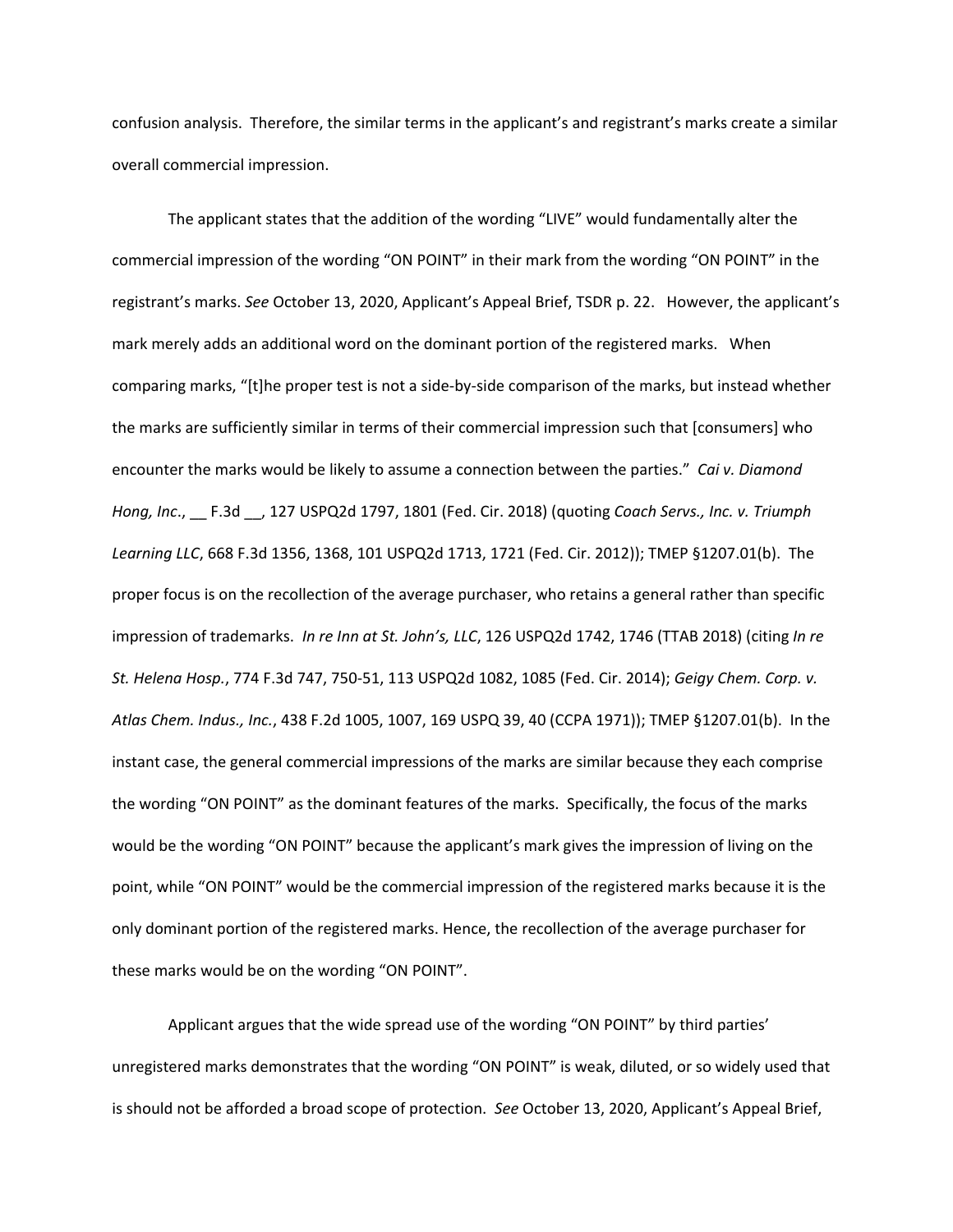confusion analysis. Therefore, the similar terms in the applicant's and registrant's marks create a similar overall commercial impression.

The applicant states that the addition of the wording "LIVE" would fundamentally alter the commercial impression of the wording "ON POINT" in their mark from the wording "ON POINT" in the registrant's marks. *See* October 13, 2020, Applicant's Appeal Brief, TSDR p. 22. However, the applicant's mark merely adds an additional word on the dominant portion of the registered marks. When comparing marks, "[t]he proper test is not a side-by-side comparison of the marks, but instead whether the marks are sufficiently similar in terms of their commercial impression such that [consumers] who encounter the marks would be likely to assume a connection between the parties." *Cai v. Diamond Hong, Inc.*, __ F.3d __, 127 USPQ2d 1797, 1801 (Fed. Cir. 2018) (quoting *Coach Servs., Inc. v. Triumph Learning LLC*, 668 F.3d 1356, 1368, 101 USPQ2d 1713, 1721 (Fed. Cir. 2012)); TMEP §1207.01(b). The proper focus is on the recollection of the average purchaser, who retains a general rather than specific impression of trademarks. *In re Inn at St. John's, LLC*, 126 USPQ2d 1742, 1746 (TTAB 2018) (citing *In re St. Helena Hosp.*, 774 F.3d 747, 750-51, 113 USPQ2d 1082, 1085 (Fed. Cir. 2014); *Geigy Chem. Corp. v. Atlas Chem. Indus., Inc.*, 438 F.2d 1005, 1007, 169 USPQ 39, 40 (CCPA 1971)); TMEP §1207.01(b). In the instant case, the general commercial impressions of the marks are similar because they each comprise the wording "ON POINT" as the dominant features of the marks. Specifically, the focus of the marks would be the wording "ON POINT" because the applicant's mark gives the impression of living on the point, while "ON POINT" would be the commercial impression of the registered marks because it is the only dominant portion of the registered marks. Hence, the recollection of the average purchaser for these marks would be on the wording "ON POINT".

Applicant argues that the wide spread use of the wording "ON POINT" by third parties' unregistered marks demonstrates that the wording "ON POINT" is weak, diluted, or so widely used that is should not be afforded a broad scope of protection. *See* October 13, 2020, Applicant's Appeal Brief,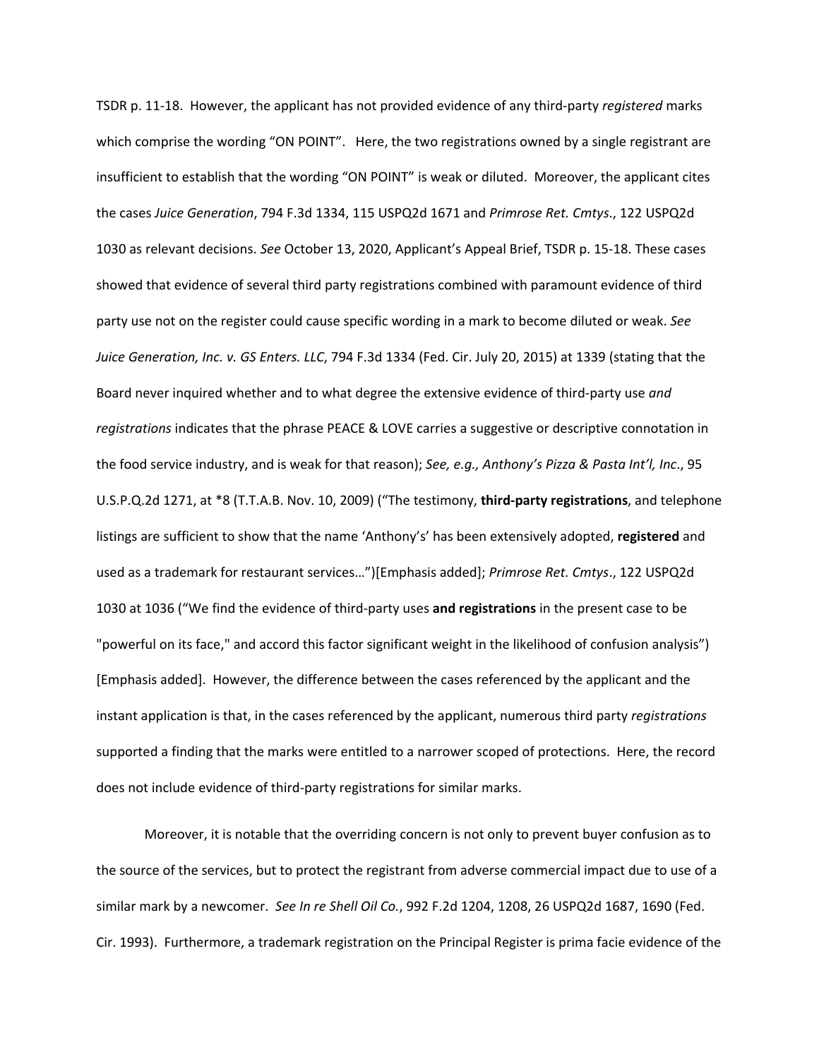TSDR p. 11-18. However, the applicant has not provided evidence of any third-party *registered* marks which comprise the wording "ON POINT". Here, the two registrations owned by a single registrant are insufficient to establish that the wording "ON POINT" is weak or diluted. Moreover, the applicant cites the cases *Juice Generation*, 794 F.3d 1334, 115 USPQ2d 1671 and *Primrose Ret. Cmtys*., 122 USPQ2d 1030 as relevant decisions. *See* October 13, 2020, Applicant's Appeal Brief, TSDR p. 15-18. These cases showed that evidence of several third party registrations combined with paramount evidence of third party use not on the register could cause specific wording in a mark to become diluted or weak. *See Juice Generation, Inc. v. GS Enters. LLC*, 794 F.3d 1334 (Fed. Cir. July 20, 2015) at 1339 (stating that the Board never inquired whether and to what degree the extensive evidence of third-party use *and registrations* indicates that the phrase PEACE & LOVE carries a suggestive or descriptive connotation in the food service industry, and is weak for that reason); *See, e.g., Anthony's Pizza & Pasta Int'l, Inc*., 95 U.S.P.Q.2d 1271, at *8 (T.T.A.B. Nov. 10, 2009) ("The testimony, **third-party registrations**, and telephone listings are sufficient to show that the name 'Anthony's' has been extensively adopted, **registered** and used as a trademark for restaurant services…")[Emphasis added]; *Primrose Ret. Cmtys*., 122 USPQ2d 1030 at 1036 ("We find the evidence of third-party uses **and registrations** in the present case to be "powerful on its face," and accord this factor significant weight in the likelihood of confusion analysis") [Emphasis added]. However, the difference between the cases referenced by the applicant and the instant application is that, in the cases referenced by the applicant, numerous third party *registrations* supported a finding that the marks were entitled to a narrower scoped of protections. Here, the record does not include evidence of third-party registrations for similar marks.

Moreover, it is notable that the overriding concern is not only to prevent buyer confusion as to the source of the services, but to protect the registrant from adverse commercial impact due to use of a similar mark by a newcomer. *See In re Shell Oil Co.*, 992 F.2d 1204, 1208, 26 USPQ2d 1687, 1690 (Fed. Cir. 1993). Furthermore, a trademark registration on the Principal Register is prima facie evidence of the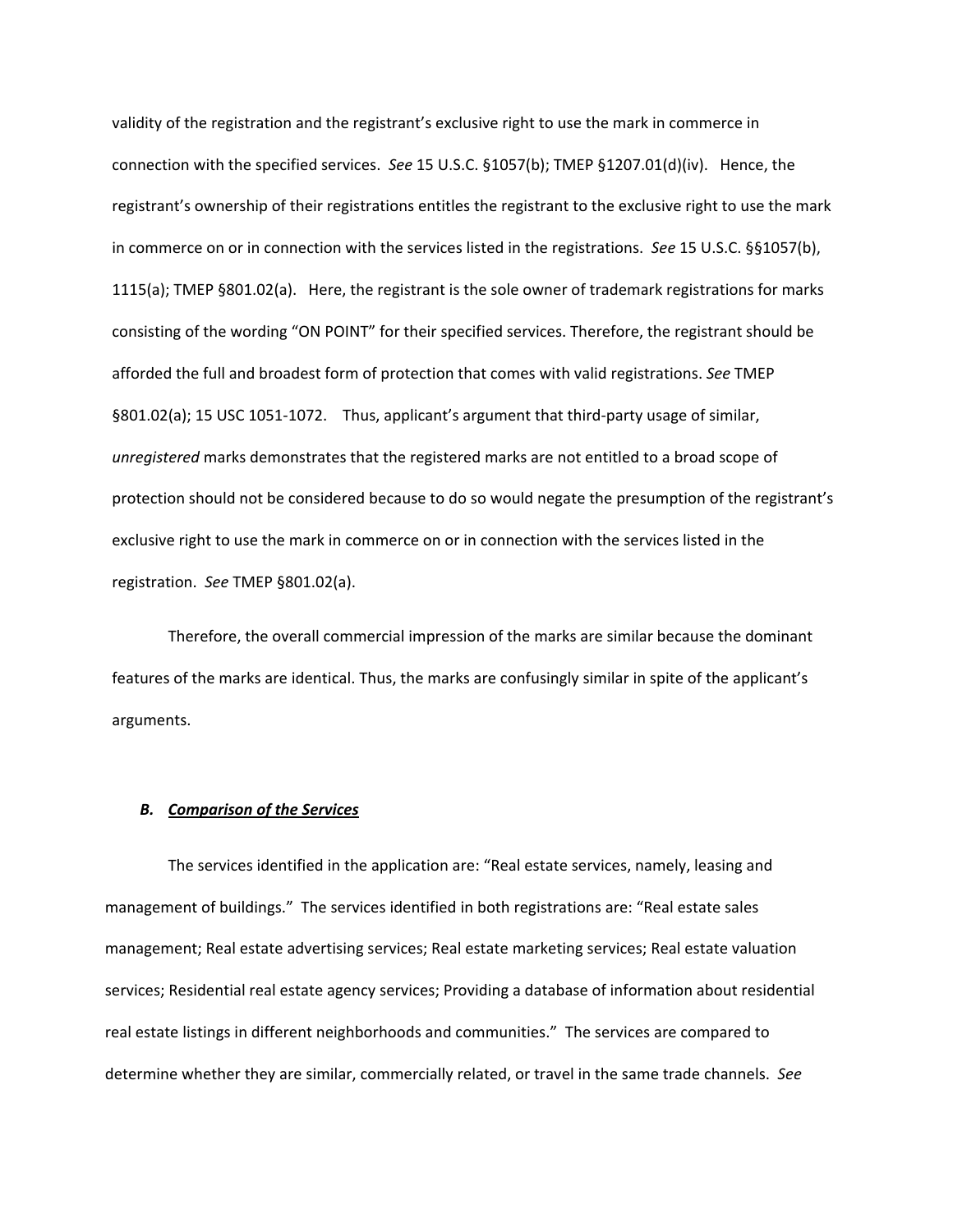validity of the registration and the registrant's exclusive right to use the mark in commerce in connection with the specified services. *See* 15 U.S.C. §1057(b); TMEP §1207.01(d)(iv). Hence, the registrant's ownership of their registrations entitles the registrant to the exclusive right to use the mark in commerce on or in connection with the services listed in the registrations. *See* 15 U.S.C. §§1057(b), 1115(a); TMEP §801.02(a). Here, the registrant is the sole owner of trademark registrations for marks consisting of the wording "ON POINT" for their specified services. Therefore, the registrant should be afforded the full and broadest form of protection that comes with valid registrations. *See* TMEP §801.02(a); 15 USC 1051-1072. Thus, applicant's argument that third-party usage of similar, *unregistered* marks demonstrates that the registered marks are not entitled to a broad scope of protection should not be considered because to do so would negate the presumption of the registrant's exclusive right to use the mark in commerce on or in connection with the services listed in the registration. *See* TMEP §801.02(a).

Therefore, the overall commercial impression of the marks are similar because the dominant features of the marks are identical. Thus, the marks are confusingly similar in spite of the applicant's arguments.

### *B. <u>Comparison of the Services</u>*

The services identified in the application are: "Real estate services, namely, leasing and management of buildings." The services identified in both registrations are: "Real estate sales management; Real estate advertising services; Real estate marketing services; Real estate valuation services; Residential real estate agency services; Providing a database of information about residential real estate listings in different neighborhoods and communities." The services are compared to determine whether they are similar, commercially related, or travel in the same trade channels. *See*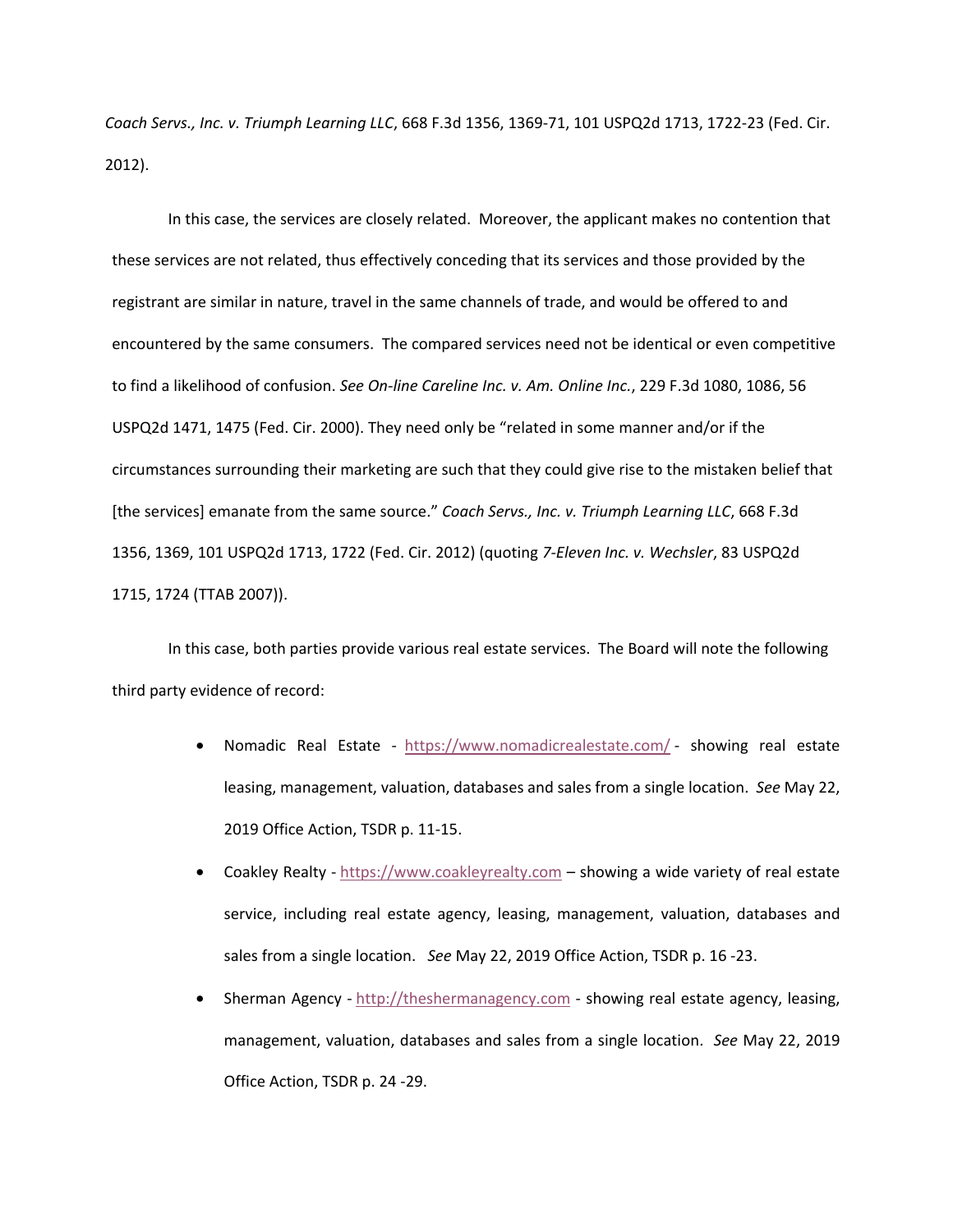*Coach Servs., Inc. v. Triumph Learning LLC*, 668 F.3d 1356, 1369-71, 101 USPQ2d 1713, 1722-23 (Fed. Cir. 2012).

In this case, the services are closely related. Moreover, the applicant makes no contention that these services are not related, thus effectively conceding that its services and those provided by the registrant are similar in nature, travel in the same channels of trade, and would be offered to and encountered by the same consumers. The compared services need not be identical or even competitive to find a likelihood of confusion. *See On-line Careline Inc. v. Am. Online Inc.*, 229 F.3d 1080, 1086, 56 USPQ2d 1471, 1475 (Fed. Cir. 2000). They need only be "related in some manner and/or if the circumstances surrounding their marketing are such that they could give rise to the mistaken belief that [the services] emanate from the same source." *Coach Servs., Inc. v. Triumph Learning LLC*, 668 F.3d 1356, 1369, 101 USPQ2d 1713, 1722 (Fed. Cir. 2012) (quoting *7-Eleven Inc. v. Wechsler*, 83 USPQ2d 1715, 1724 (TTAB 2007)).

In this case, both parties provide various real estate services. The Board will note the following third party evidence of record:

- Nomadic Real Estate - https://www.nomadicrealestate.com/ - showing real estate leasing, management, valuation, databases and sales from a single location. *See* May 22, 2019 Office Action, TSDR p. 11-15.
- Coakley Realty - https://www.coakleyrealty.com – showing a wide variety of real estate service, including real estate agency, leasing, management, valuation, databases and sales from a single location. *See* May 22, 2019 Office Action, TSDR p. 16 -23.
- Sherman Agency - http://theshermanagency.com - showing real estate agency, leasing, management, valuation, databases and sales from a single location. *See* May 22, 2019 Office Action, TSDR p. 24 -29.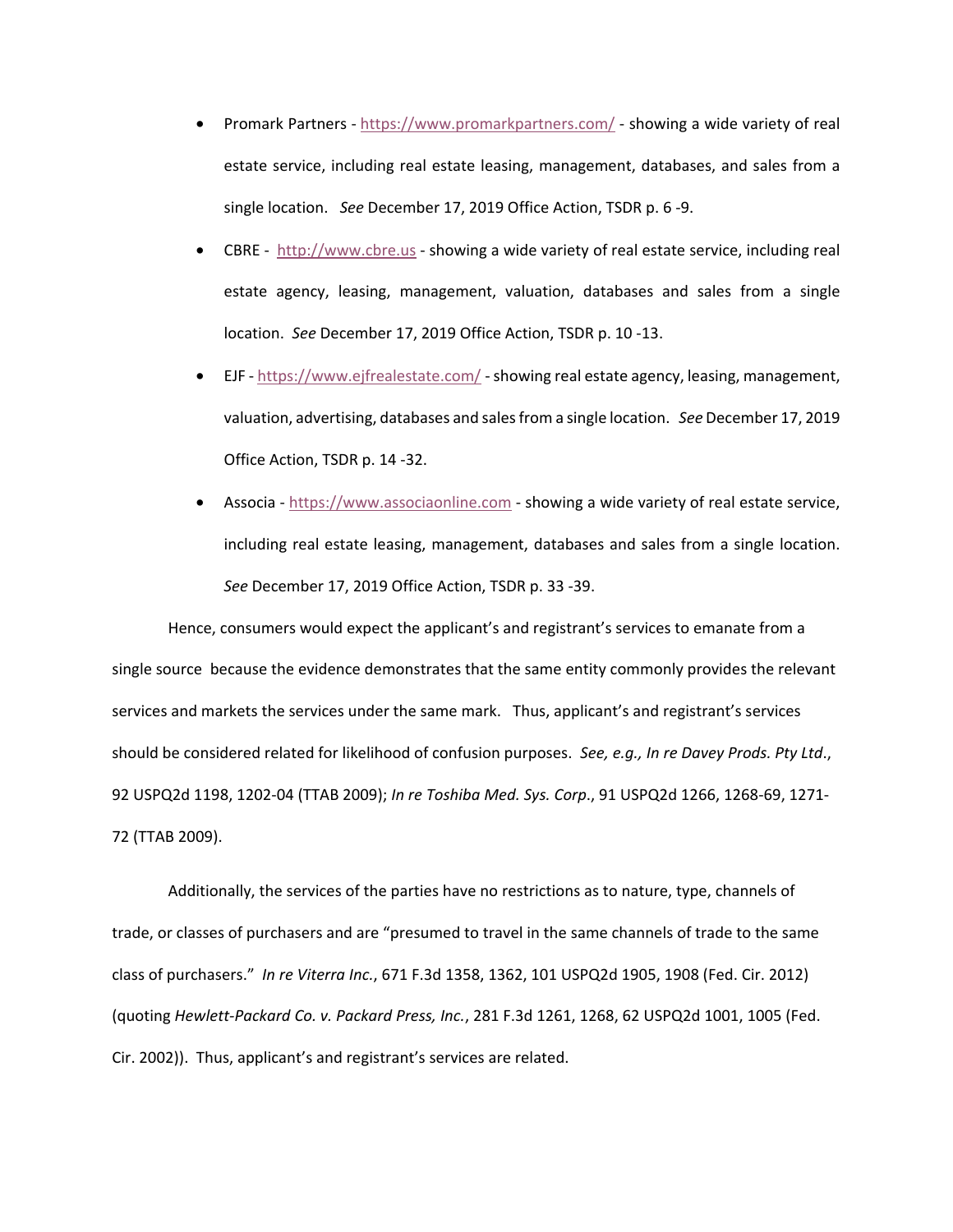- Promark Partners - https://www.promarkpartners.com/ - showing a wide variety of real estate service, including real estate leasing, management, databases, and sales from a single location. *See* December 17, 2019 Office Action, TSDR p. 6 -9.
- CBRE - http://www.cbre.us - showing a wide variety of real estate service, including real estate agency, leasing, management, valuation, databases and sales from a single location. *See* December 17, 2019 Office Action, TSDR p. 10 -13.
- EJF - https://www.ejfrealestate.com/ - showing real estate agency, leasing, management, valuation, advertising, databases and sales from a single location. *See* December 17, 2019 Office Action, TSDR p. 14 -32.
- Associa - https://www.associaonline.com - showing a wide variety of real estate service, including real estate leasing, management, databases and sales from a single location. *See* December 17, 2019 Office Action, TSDR p. 33 -39.

Hence, consumers would expect the applicant's and registrant's services to emanate from a single source because the evidence demonstrates that the same entity commonly provides the relevant services and markets the services under the same mark. Thus, applicant's and registrant's services should be considered related for likelihood of confusion purposes. *See, e.g., In re Davey Prods. Pty Ltd*., 92 USPQ2d 1198, 1202-04 (TTAB 2009); *In re Toshiba Med. Sys. Corp*., 91 USPQ2d 1266, 1268-69, 1271-72 (TTAB 2009).

Additionally, the services of the parties have no restrictions as to nature, type, channels of trade, or classes of purchasers and are "presumed to travel in the same channels of trade to the same class of purchasers." *In re Viterra Inc.*, 671 F.3d 1358, 1362, 101 USPQ2d 1905, 1908 (Fed. Cir. 2012) (quoting *Hewlett-Packard Co. v. Packard Press, Inc.*, 281 F.3d 1261, 1268, 62 USPQ2d 1001, 1005 (Fed. Cir. 2002)). Thus, applicant's and registrant's services are related.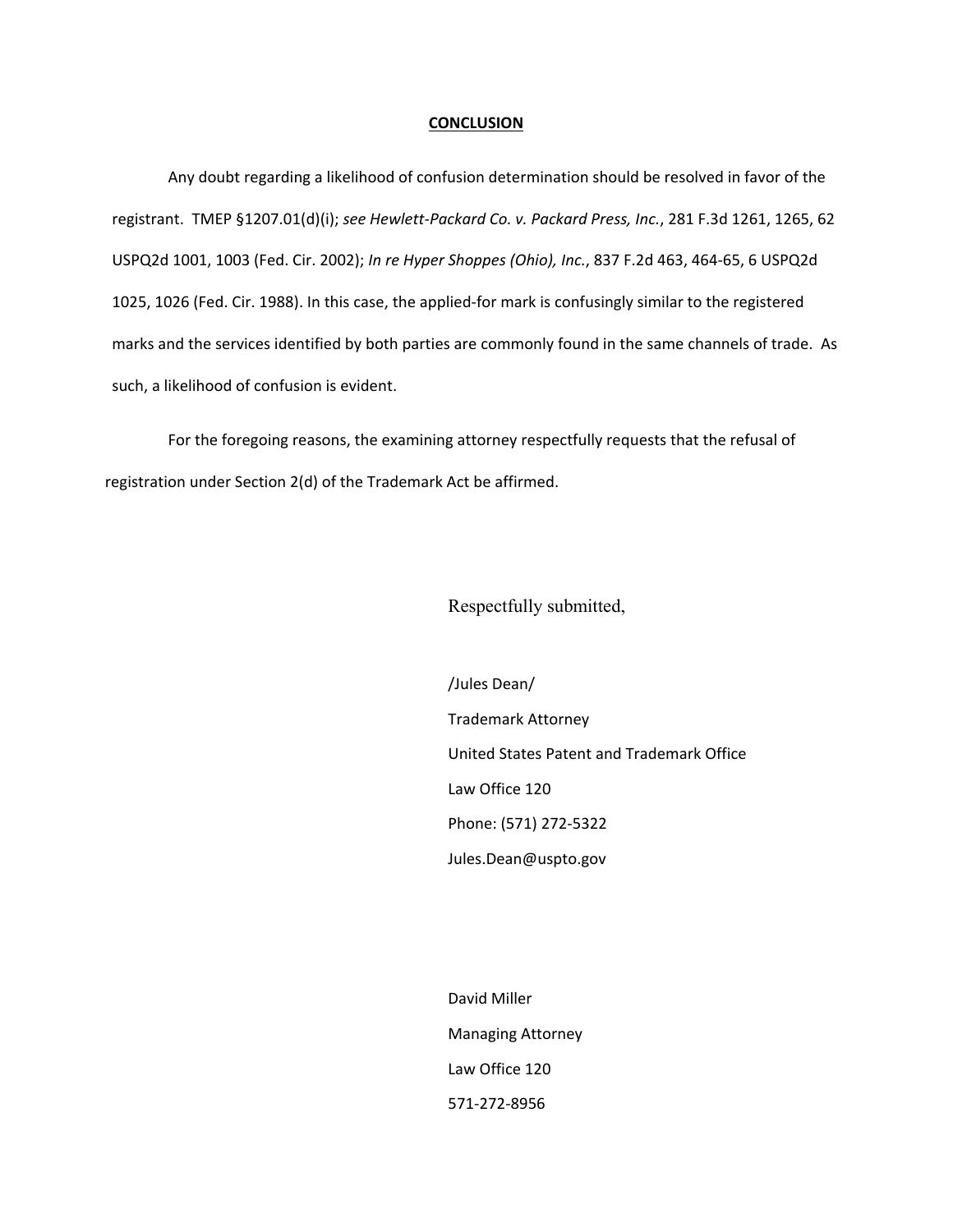## **CONCLUSION**

Any doubt regarding a likelihood of confusion determination should be resolved in favor of the registrant. TMEP §1207.01(d)(i); *see Hewlett-Packard Co. v. Packard Press, Inc.*, 281 F.3d 1261, 1265, 62 USPQ2d 1001, 1003 (Fed. Cir. 2002); *In re Hyper Shoppes (Ohio), Inc.*, 837 F.2d 463, 464-65, 6 USPQ2d 1025, 1026 (Fed. Cir. 1988). In this case, the applied-for mark is confusingly similar to the registered marks and the services identified by both parties are commonly found in the same channels of trade. As such, a likelihood of confusion is evident.

For the foregoing reasons, the examining attorney respectfully requests that the refusal of registration under Section 2(d) of the Trademark Act be affirmed.

Respectfully submitted,

/Jules Dean/
Trademark Attorney
United States Patent and Trademark Office
Law Office 120
Phone: (571) 272-5322
Jules.Dean@uspto.gov

David Miller
Managing Attorney
Law Office 120
571-272-8956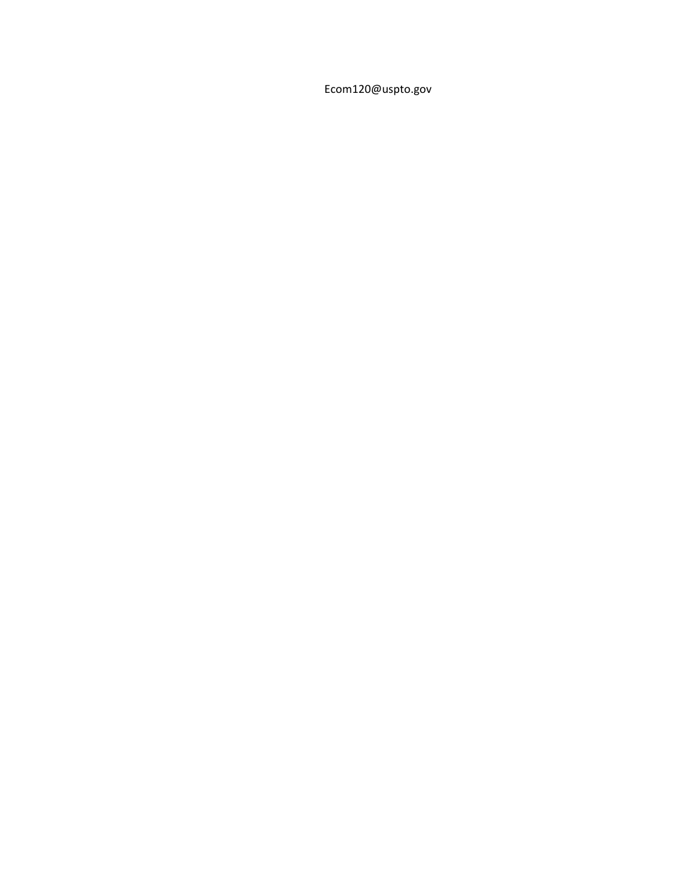Ecom120@uspto.gov